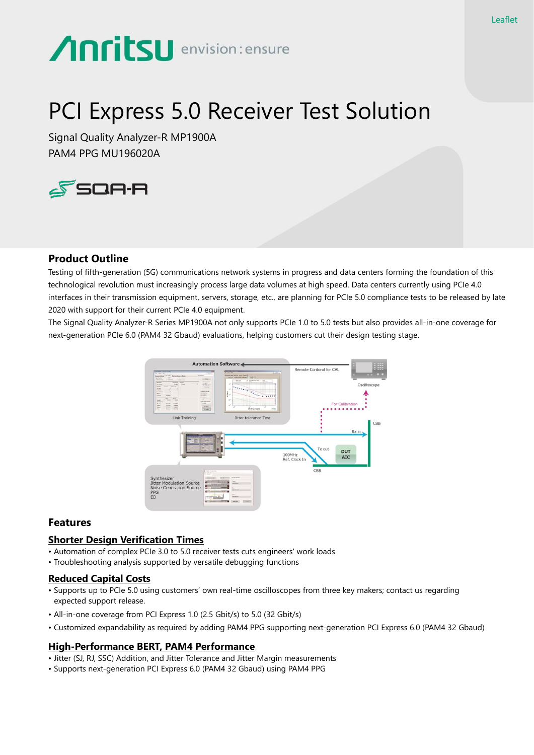Leaflet

# PCI Express 5.0 Receiver Test Solution

Signal Quality Analyzer-R MP1900A
PAM4 PPG MU196020A

## Product Outline

Testing of fifth-generation (5G) communications network systems in progress and data centers forming the foundation of this technological revolution must increasingly process large data volumes at high speed. Data centers currently using PCIe 4.0 interfaces in their transmission equipment, servers, storage, etc., are planning for PCIe 5.0 compliance tests to be released by late 2020 with support for their current PCIe 4.0 equipment.

The Signal Quality Analyzer-R Series MP1900A not only supports PCIe 1.0 to 5.0 tests but also provides all-in-one coverage for next-generation PCIe 6.0 (PAM4 32 Gbaud) evaluations, helping customers cut their design testing stage.

## Features

### Shorter Design Verification Times

- Automation of complex PCIe 3.0 to 5.0 receiver tests cuts engineers' work loads
- Troubleshooting analysis supported by versatile debugging functions

### Reduced Capital Costs

- Supports up to PCIe 5.0 using customers' own real-time oscilloscopes from three key makers; contact us regarding expected support release.
- All-in-one coverage from PCI Express 1.0 (2.5 Gbit/s) to 5.0 (32 Gbit/s)
- Customized expandability as required by adding PAM4 PPG supporting next-generation PCI Express 6.0 (PAM4 32 Gbaud)

### High-Performance BERT, PAM4 Performance

- Jitter (SJ, RJ, SSC) Addition, and Jitter Tolerance and Jitter Margin measurements
- Supports next-generation PCI Express 6.0 (PAM4 32 Gbaud) using PAM4 PPG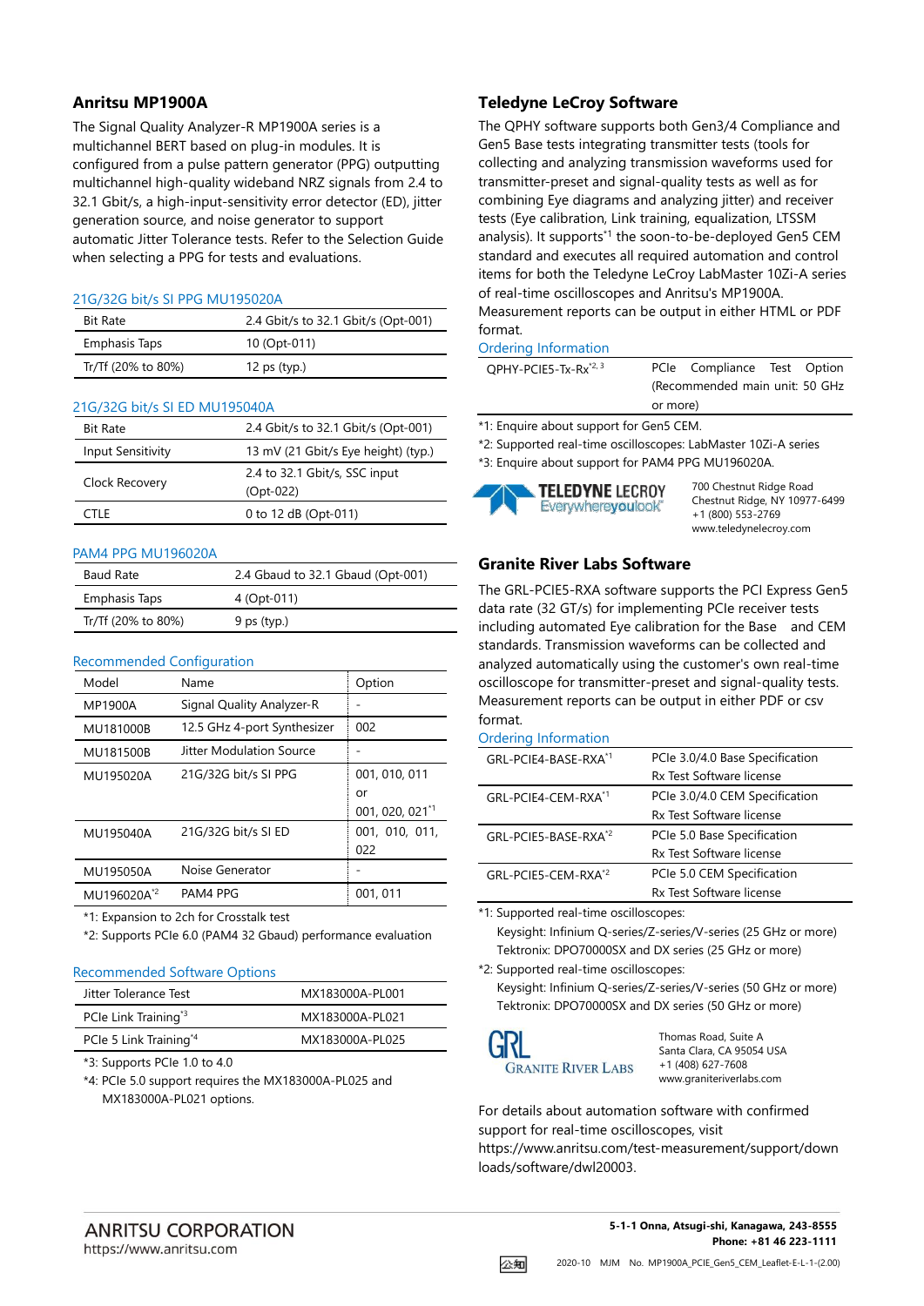## Anritsu MP1900A

The Signal Quality Analyzer-R MP1900A series is a multichannel BERT based on plug-in modules. It is configured from a pulse pattern generator (PPG) outputting multichannel high-quality wideband NRZ signals from 2.4 to 32.1 Gbit/s, a high-input-sensitivity error detector (ED), jitter generation source, and noise generator to support automatic Jitter Tolerance tests. Refer to the Selection Guide when selecting a PPG for tests and evaluations.

### 21G/32G bit/s SI PPG MU195020A

| | |
|---|---|
| Bit Rate | 2.4 Gbit/s to 32.1 Gbit/s (Opt-001) |
| Emphasis Taps | 10 (Opt-011) |
| Tr/Tf (20% to 80%) | 12 ps (typ.) |

### 21G/32G bit/s SI ED MU195040A

| | |
|---|---|
| Bit Rate | 2.4 Gbit/s to 32.1 Gbit/s (Opt-001) |
| Input Sensitivity | 13 mV (21 Gbit/s Eye height) (typ.) |
| Clock Recovery | 2.4 to 32.1 Gbit/s, SSC input (Opt-022) |
| CTLE | 0 to 12 dB (Opt-011) |

### PAM4 PPG MU196020A

| | |
|---|---|
| Baud Rate | 2.4 Gbaud to 32.1 Gbaud (Opt-001) |
| Emphasis Taps | 4 (Opt-011) |
| Tr/Tf (20% to 80%) | 9 ps (typ.) |

### Recommended Configuration

| Model | Name | Option |
|---|---|---|
| MP1900A | Signal Quality Analyzer-R | - |
| MU181000B | 12.5 GHz 4-port Synthesizer | 002 |
| MU181500B | Jitter Modulation Source | - |
| MU195020A | 21G/32G bit/s SI PPG | 001, 010, 011 or 001, 020, 021*1 |
| MU195040A | 21G/32G bit/s SI ED | 001, 010, 011, 022 |
| MU195050A | Noise Generator | - |
| MU196020A*2 | PAM4 PPG | 001, 011 |

*1: Expansion to 2ch for Crosstalk test
*2: Supports PCIe 6.0 (PAM4 32 Gbaud) performance evaluation

### Recommended Software Options

| | |
|---|---|
| Jitter Tolerance Test | MX183000A-PL001 |
| PCIe Link Training*3 | MX183000A-PL021 |
| PCIe 5 Link Training*4 | MX183000A-PL025 |

*3: Supports PCIe 1.0 to 4.0
*4: PCIe 5.0 support requires the MX183000A-PL025 and MX183000A-PL021 options.

## Teledyne LeCroy Software

The QPHY software supports both Gen3/4 Compliance and Gen5 Base tests integrating transmitter tests (tools for collecting and analyzing transmission waveforms used for transmitter-preset and signal-quality tests as well as for combining Eye diagrams and analyzing jitter) and receiver tests (Eye calibration, Link training, equalization, LTSSM analysis). It supports*1 the soon-to-be-deployed Gen5 CEM standard and executes all required automation and control items for both the Teledyne LeCroy LabMaster 10Zi-A series of real-time oscilloscopes and Anritsu's MP1900A. Measurement reports can be output in either HTML or PDF format.

### Ordering Information

| | |
|---|---|
| QPHY-PCIE5-Tx-Rx*2, 3 | PCIe Compliance Test Option (Recommended main unit: 50 GHz or more) |

*1: Enquire about support for Gen5 CEM.
*2: Supported real-time oscilloscopes: LabMaster 10Zi-A series
*3: Enquire about support for PAM4 PPG MU196020A.

TELEDYNE LECROY
Everywhereyoulook™

700 Chestnut Ridge Road
Chestnut Ridge, NY 10977-6499
+1 (800) 553-2769
www.teledynelecroy.com

## Granite River Labs Software

The GRL-PCIE5-RXA software supports the PCI Express Gen5 data rate (32 GT/s) for implementing PCIe receiver tests including automated Eye calibration for the Base and CEM standards. Transmission waveforms can be collected and analyzed automatically using the customer's own real-time oscilloscope for transmitter-preset and signal-quality tests. Measurement reports can be output in either PDF or csv format.

### Ordering Information

| | |
|---|---|
| GRL-PCIE4-BASE-RXA*1 | PCIe 3.0/4.0 Base Specification Rx Test Software license |
| GRL-PCIE4-CEM-RXA*1 | PCIe 3.0/4.0 CEM Specification Rx Test Software license |
| GRL-PCIE5-BASE-RXA*2 | PCIe 5.0 Base Specification Rx Test Software license |
| GRL-PCIE5-CEM-RXA*2 | PCIe 5.0 CEM Specification Rx Test Software license |

*1: Supported real-time oscilloscopes:
Keysight: Infinium Q-series/Z-series/V-series (25 GHz or more)
Tektronix: DPO70000SX and DX series (25 GHz or more)
*2: Supported real-time oscilloscopes:
Keysight: Infinium Q-series/Z-series/V-series (50 GHz or more)
Tektronix: DPO70000SX and DX series (50 GHz or more)

GRL
GRANITE RIVER LABS

Thomas Road, Suite A
Santa Clara, CA 95054 USA
+1 (408) 627-7608
www.graniteriverlabs.com

For details about automation software with confirmed support for real-time oscilloscopes, visit https://www.anritsu.com/test-measurement/support/downloads/software/dwl20003.

ANRITSU CORPORATION
https://www.anritsu.com

5-1-1 Onna, Atsugi-shi, Kanagawa, 243-8555
Phone: +81 46 223-1111

公知 2020-10 MJM No. MP1900A_PCIE_Gen5_CEM_Leaflet-E-L-1-(2.00)